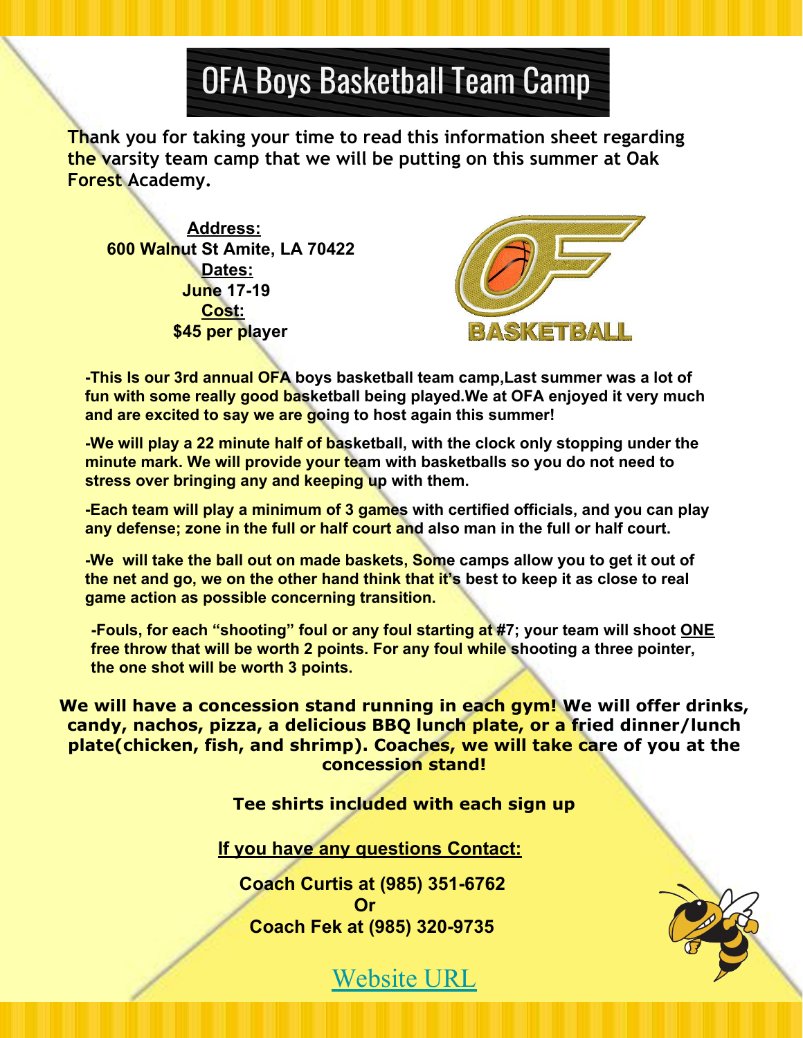# OFA Boys Basketball Team Camp

**Thank you for taking your time to read this information sheet regarding the varsity team camp that we will be putting on this summer at Oak Forest Academy.**

**Address:**
**600 Walnut St Amite, LA 70422**
**Dates:**
**June 17-19**
**Cost:**
**$45 per player**

**-This Is our 3rd annual OFA boys basketball team camp,Last summer was a lot of fun with some really good basketball being played.We at OFA enjoyed it very much and are excited to say we are going to host again this summer!**

**-We will play a 22 minute half of basketball, with the clock only stopping under the minute mark. We will provide your team with basketballs so you do not need to stress over bringing any and keeping up with them.**

**-Each team will play a minimum of 3 games with certified officials, and you can play any defense; zone in the full or half court and also man in the full or half court.**

**-We will take the ball out on made baskets, Some camps allow you to get it out of the net and go, we on the other hand think that it's best to keep it as close to real game action as possible concerning transition.**

**-Fouls, for each "shooting" foul or any foul starting at #7; your team will shoot ONE free throw that will be worth 2 points. For any foul while shooting a three pointer, the one shot will be worth 3 points.**

**We will have a concession stand running in each gym! We will offer drinks, candy, nachos, pizza, a delicious BBQ lunch plate, or a fried dinner/lunch plate(chicken, fish, and shrimp). Coaches, we will take care of you at the concession stand!**

**Tee shirts included with each sign up**

**If you have any questions Contact:**

**Coach Curtis at (985) 351-6762**
**Or**
**Coach Fek at (985) 320-9735**

Website URL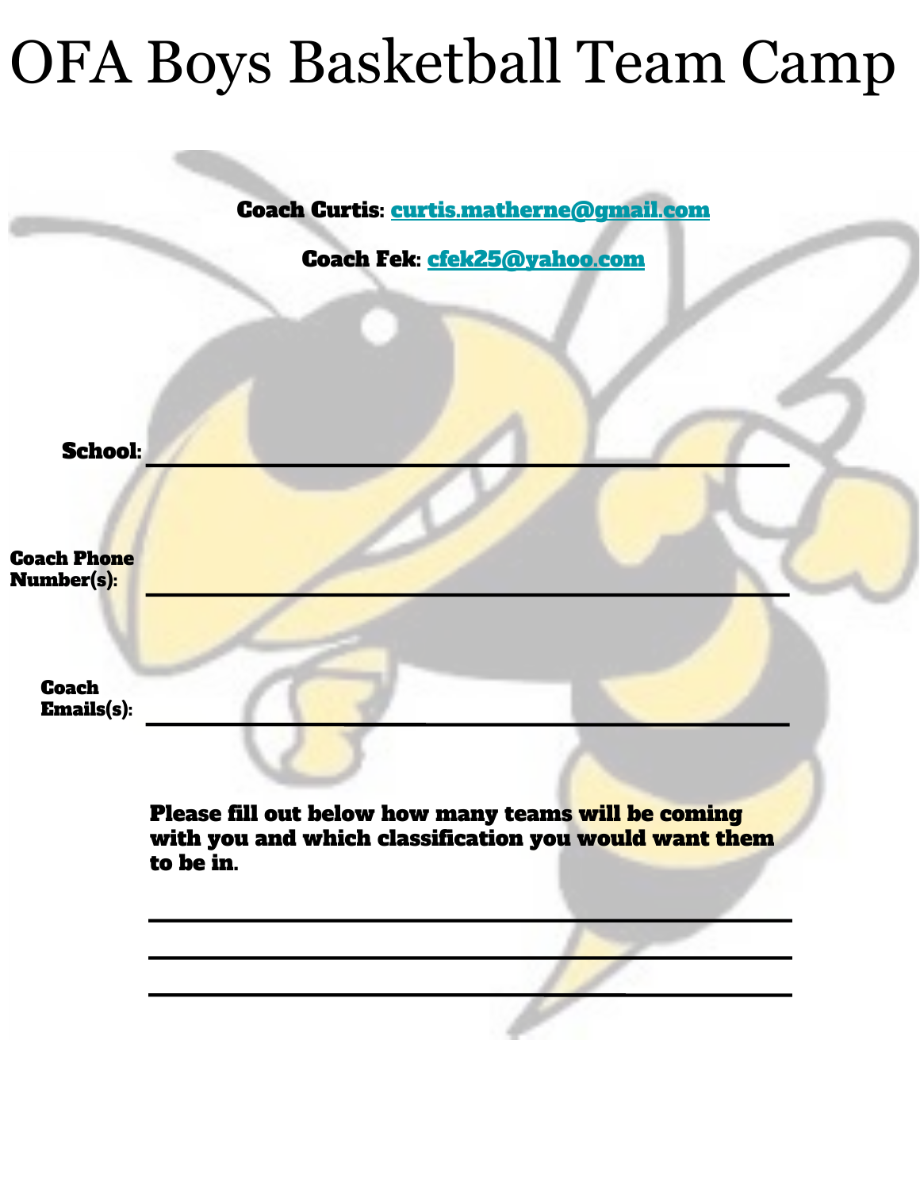# OFA Boys Basketball Team Camp

**Coach Curtis:** curtis.matherne@gmail.com

**Coach Fek:** cfek25@yahoo.com

**School:** ____________________________________________

**Coach Phone Number(s):** ____________________________________________

**Coach Emails(s):** ____________________________________________

**Please fill out below how many teams will be coming with you and which classification you would want them to be in.**

____________________________________________

____________________________________________

____________________________________________